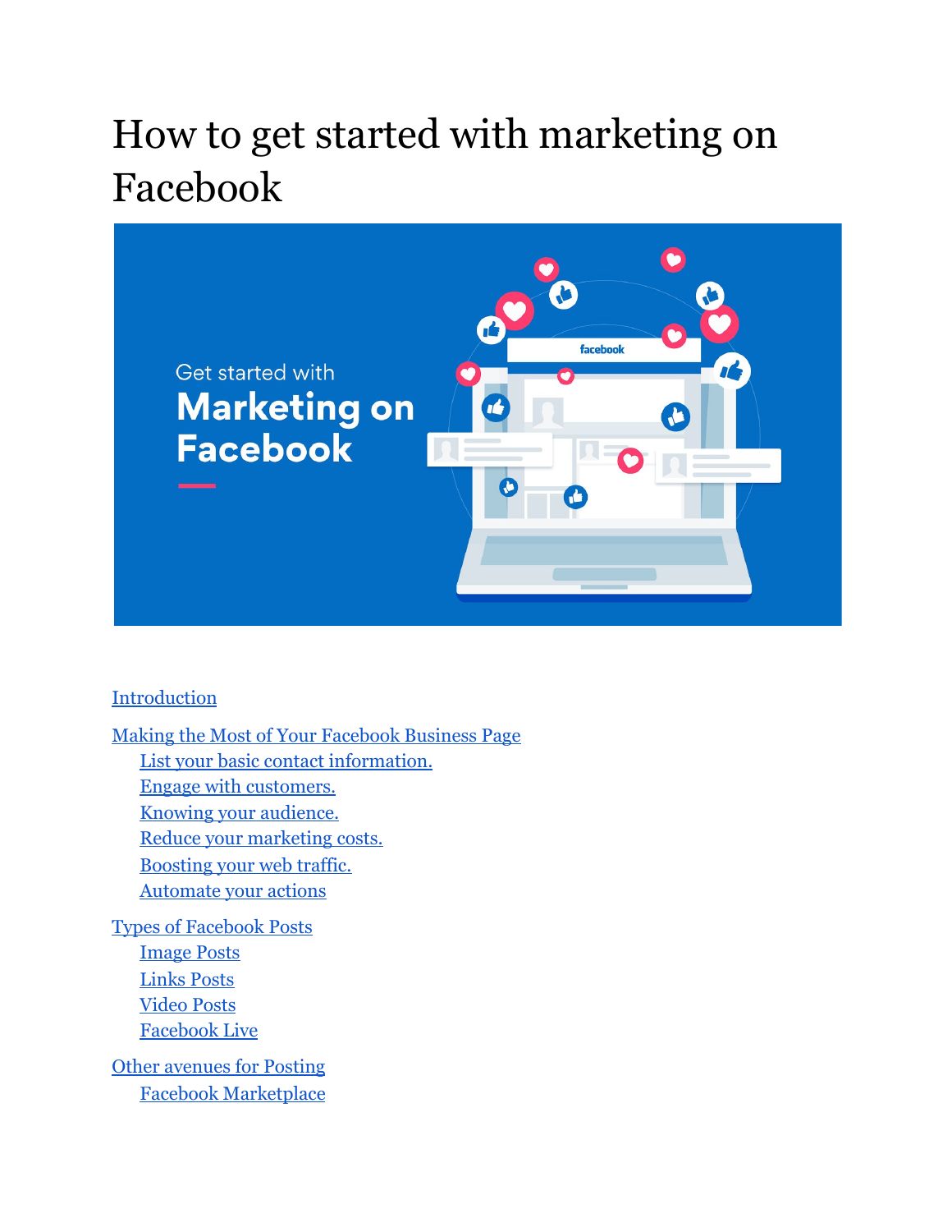# How to get started with marketing on Facebook

Introduction

Making the Most of Your Facebook Business Page
- List your basic contact information.
- Engage with customers.
- Knowing your audience.
- Reduce your marketing costs.
- Boosting your web traffic.
- Automate your actions

Types of Facebook Posts
- Image Posts
- Links Posts
- Video Posts
- Facebook Live

Other avenues for Posting
- Facebook Marketplace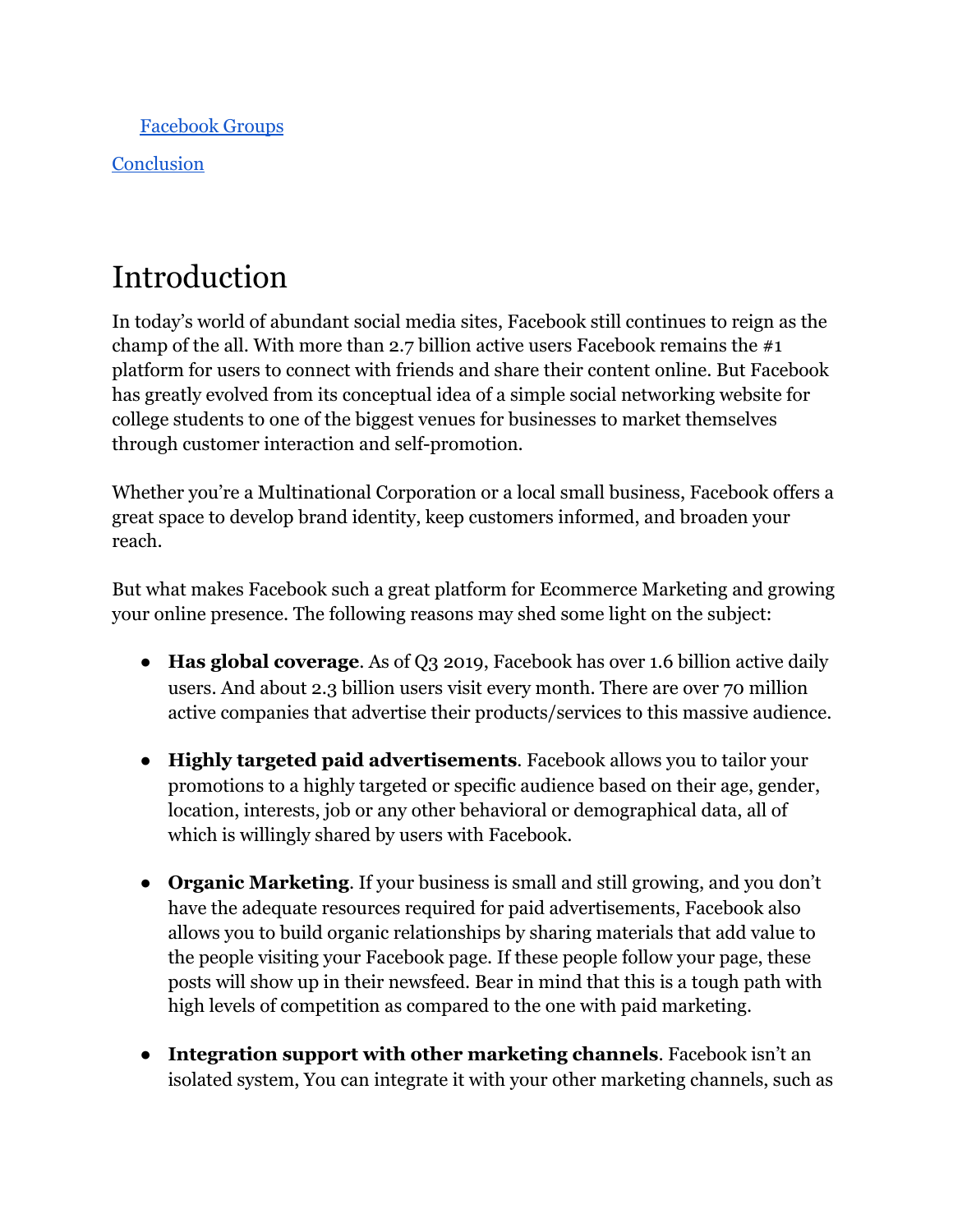[Facebook Groups](#)

[Conclusion](#)

# Introduction

In today's world of abundant social media sites, Facebook still continues to reign as the champ of the all. With more than 2.7 billion active users Facebook remains the #1 platform for users to connect with friends and share their content online. But Facebook has greatly evolved from its conceptual idea of a simple social networking website for college students to one of the biggest venues for businesses to market themselves through customer interaction and self-promotion.

Whether you're a Multinational Corporation or a local small business, Facebook offers a great space to develop brand identity, keep customers informed, and broaden your reach.

But what makes Facebook such a great platform for Ecommerce Marketing and growing your online presence. The following reasons may shed some light on the subject:

- **Has global coverage**. As of Q3 2019, Facebook has over 1.6 billion active daily users. And about 2.3 billion users visit every month. There are over 70 million active companies that advertise their products/services to this massive audience.

- **Highly targeted paid advertisements**. Facebook allows you to tailor your promotions to a highly targeted or specific audience based on their age, gender, location, interests, job or any other behavioral or demographical data, all of which is willingly shared by users with Facebook.

- **Organic Marketing**. If your business is small and still growing, and you don't have the adequate resources required for paid advertisements, Facebook also allows you to build organic relationships by sharing materials that add value to the people visiting your Facebook page. If these people follow your page, these posts will show up in their newsfeed. Bear in mind that this is a tough path with high levels of competition as compared to the one with paid marketing.

- **Integration support with other marketing channels**. Facebook isn't an isolated system, You can integrate it with your other marketing channels, such as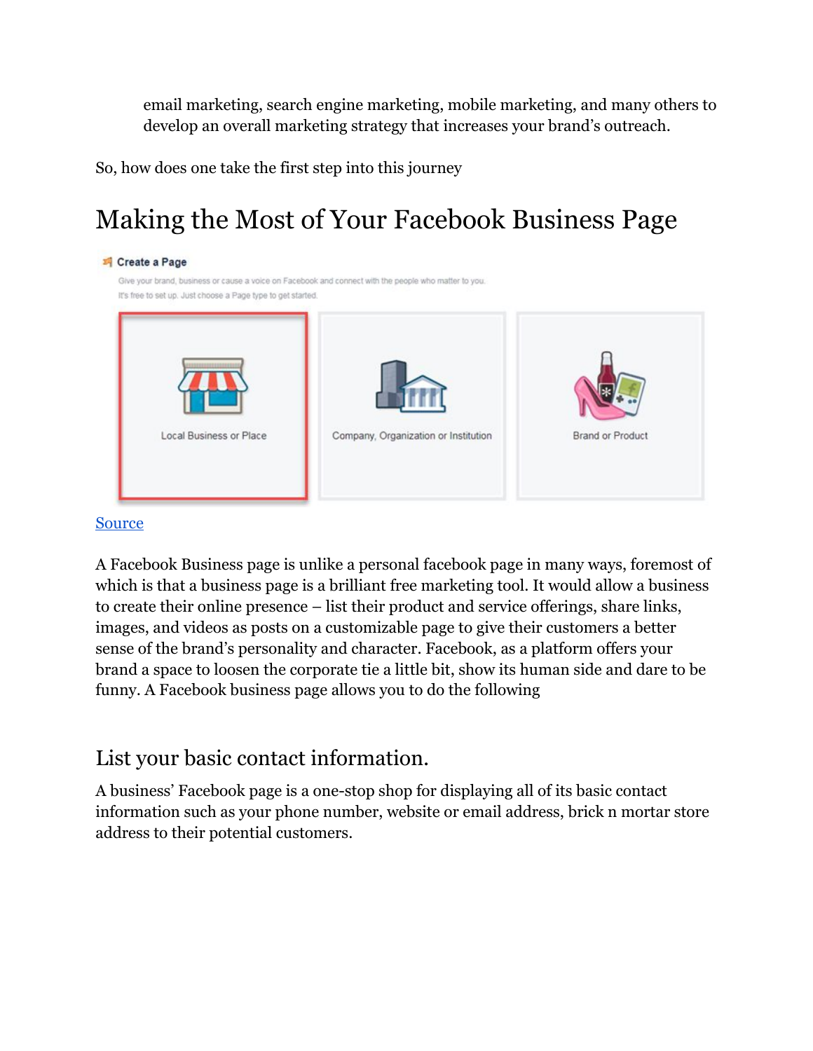email marketing, search engine marketing, mobile marketing, and many others to develop an overall marketing strategy that increases your brand's outreach.

So, how does one take the first step into this journey

## Making the Most of Your Facebook Business Page

[Source]

A Facebook Business page is unlike a personal facebook page in many ways, foremost of which is that a business page is a brilliant free marketing tool. It would allow a business to create their online presence – list their product and service offerings, share links, images, and videos as posts on a customizable page to give their customers a better sense of the brand's personality and character. Facebook, as a platform offers your brand a space to loosen the corporate tie a little bit, show its human side and dare to be funny. A Facebook business page allows you to do the following

### List your basic contact information.

A business' Facebook page is a one-stop shop for displaying all of its basic contact information such as your phone number, website or email address, brick n mortar store address to their potential customers.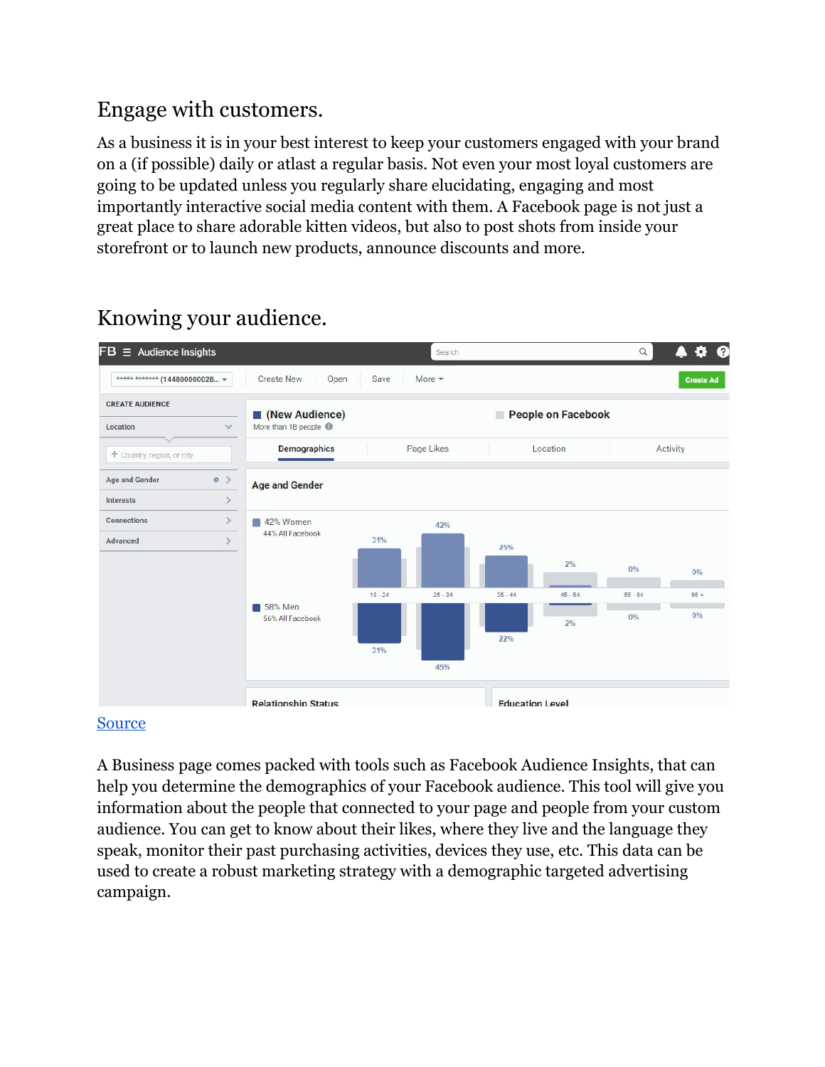## Engage with customers.

As a business it is in your best interest to keep your customers engaged with your brand on a (if possible) daily or atlast a regular basis. Not even your most loyal customers are going to be updated unless you regularly share elucidating, engaging and most importantly interactive social media content with them. A Facebook page is not just a great place to share adorable kitten videos, but also to post shots from inside your storefront or to launch new products, announce discounts and more.

## Knowing your audience.

Source

A Business page comes packed with tools such as Facebook Audience Insights, that can help you determine the demographics of your Facebook audience. This tool will give you information about the people that connected to your page and people from your custom audience. You can get to know their likes, where they live and the language they speak, monitor their past purchasing activities, devices they use, etc. This data can be used to create a robust marketing strategy with a demographic targeted advertising campaign.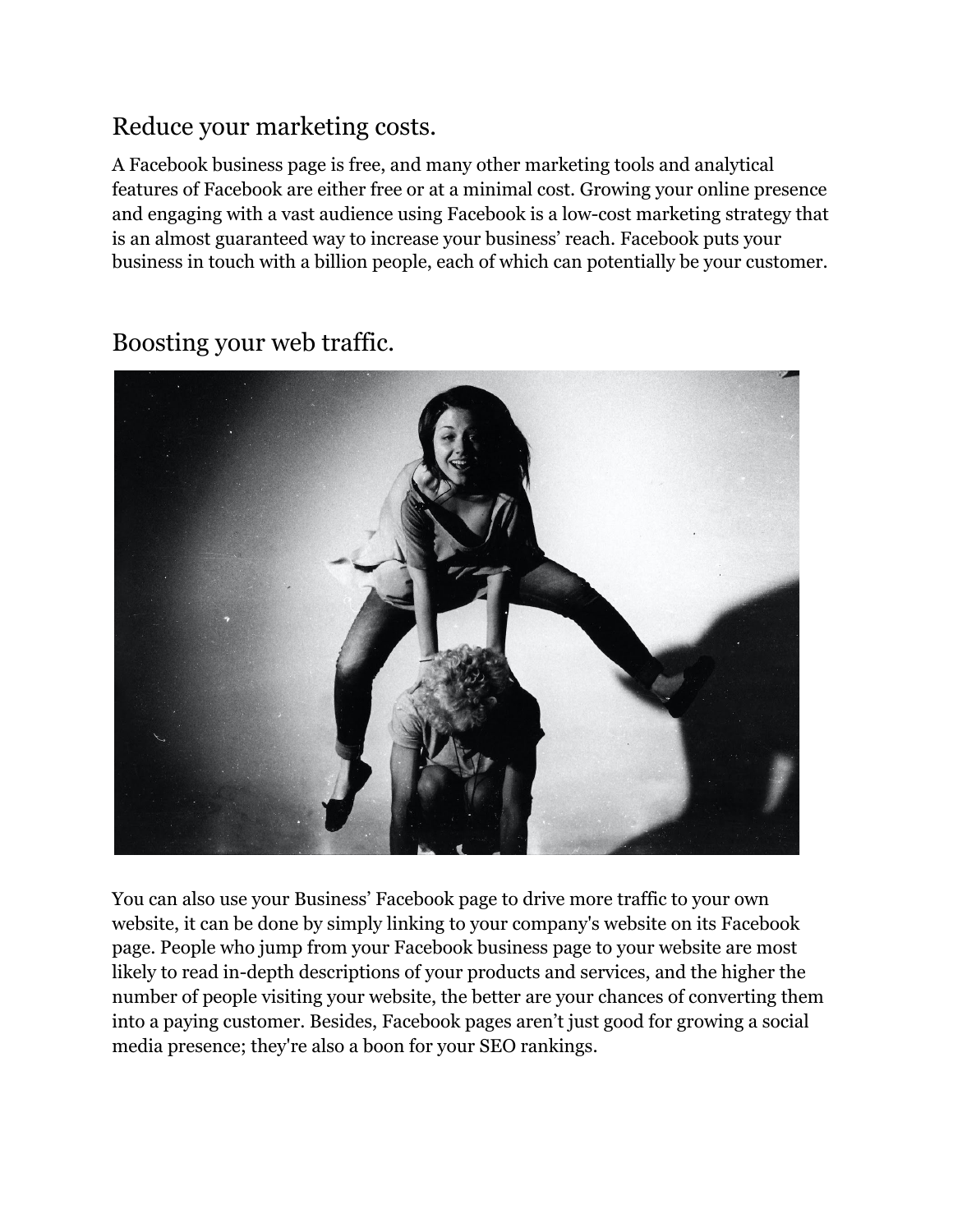## Reduce your marketing costs.

A Facebook business page is free, and many other marketing tools and analytical features of Facebook are either free or at a minimal cost. Growing your online presence and engaging with a vast audience using Facebook is a low-cost marketing strategy that is an almost guaranteed way to increase your business' reach. Facebook puts your business in touch with a billion people, each of which can potentially be your customer.

## Boosting your web traffic.

You can also use your Business' Facebook page to drive more traffic to your own website, it can be done by simply linking to your company's website on its Facebook page. People who jump from your Facebook business page to your website are most likely to read in-depth descriptions of your products and services, and the higher the number of people visiting your website, the better are your chances of converting them into a paying customer. Besides, Facebook pages aren't just good for growing a social media presence; they're also a boon for your SEO rankings.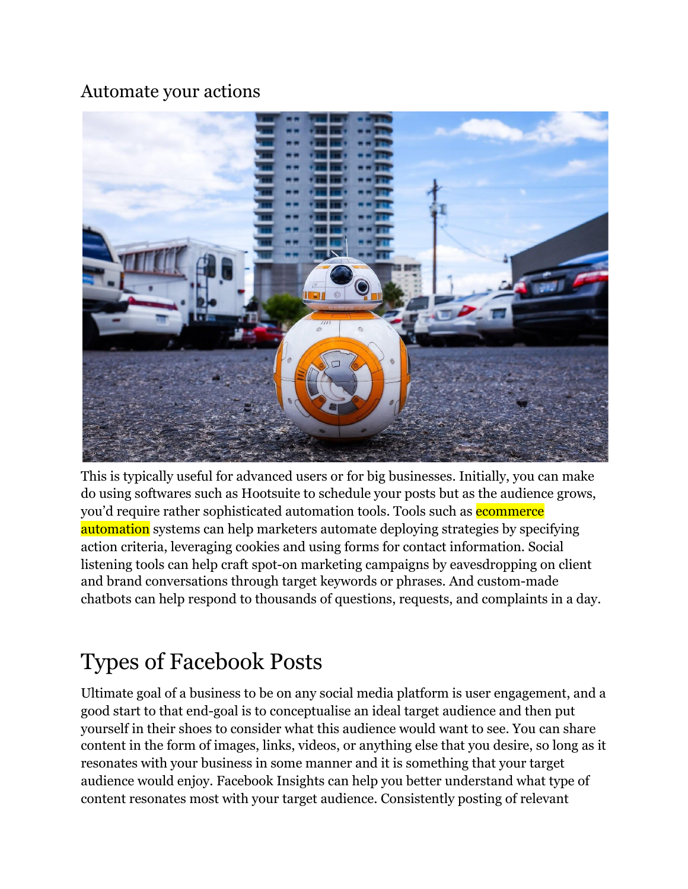### Automate your actions

This is typically useful for advanced users or for big businesses. Initially, you can make do using softwares such as Hootsuite to schedule your posts but as the audience grows, you'd require rather sophisticated automation tools. Tools such as ecommerce automation systems can help marketers automate deploying strategies by specifying action criteria, leveraging cookies and using forms for contact information. Social listening tools can help craft spot-on marketing campaigns by eavesdropping on client and brand conversations through target keywords or phrases. And custom-made chatbots can help respond to thousands of questions, requests, and complaints in a day.

## Types of Facebook Posts

Ultimate goal of a business to be on any social media platform is user engagement, and a good start to that end-goal is to conceptualise an ideal target audience and then put yourself in their shoes to consider what this audience would want to see. You can share content in the form of images, links, videos, or anything else that you desire, so long as it resonates with your business in some manner and it is something that your target audience would enjoy. Facebook Insights can help you better understand what type of content resonates most with your target audience. Consistently posting of relevant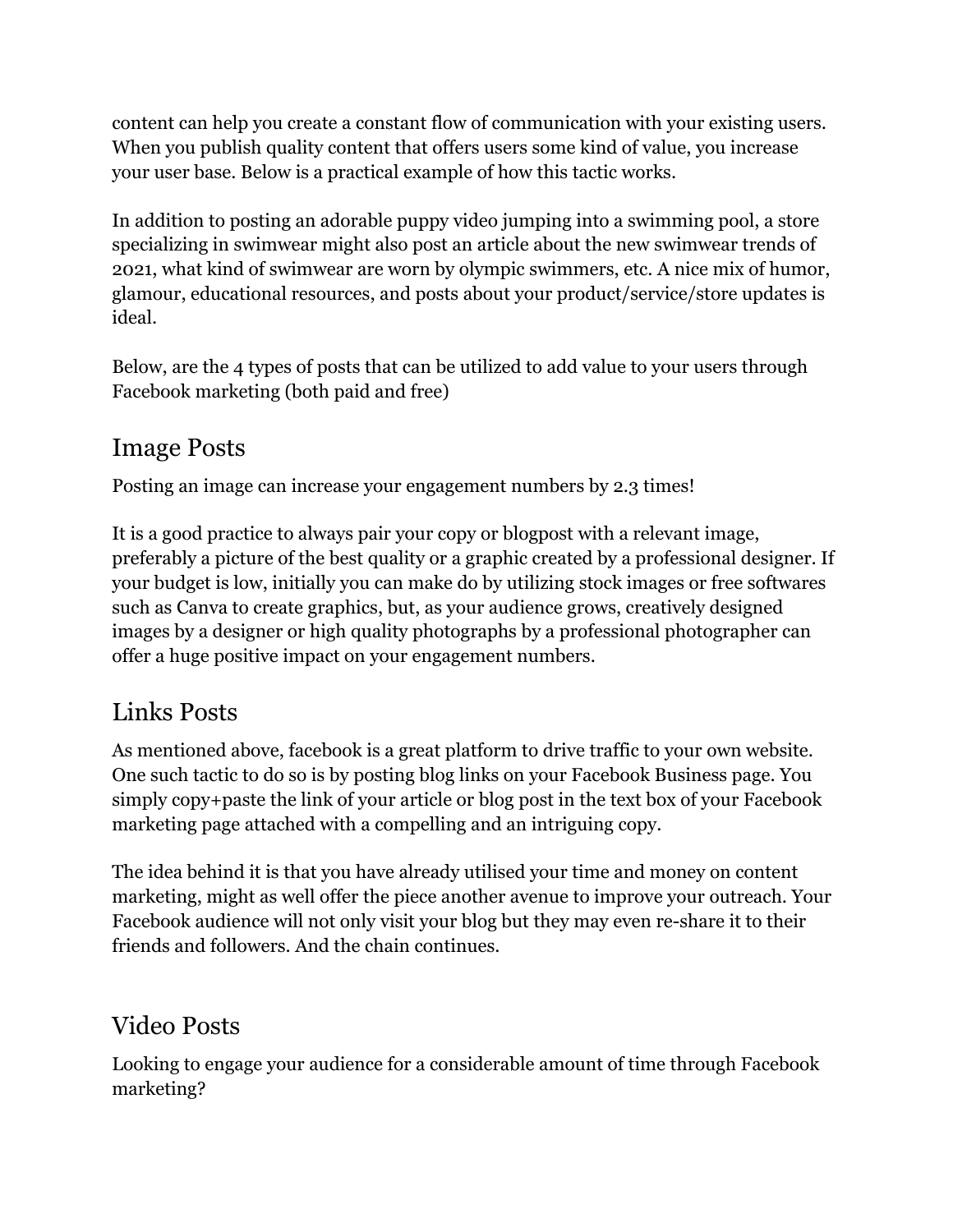content can help you create a constant flow of communication with your existing users. When you publish quality content that offers users some kind of value, you increase your user base. Below is a practical example of how this tactic works.

In addition to posting an adorable puppy video jumping into a swimming pool, a store specializing in swimwear might also post an article about the new swimwear trends of 2021, what kind of swimwear are worn by olympic swimmers, etc. A nice mix of humor, glamour, educational resources, and posts about your product/service/store updates is ideal.

Below, are the 4 types of posts that can be utilized to add value to your users through Facebook marketing (both paid and free)

## Image Posts

Posting an image can increase your engagement numbers by 2.3 times!

It is a good practice to always pair your copy or blogpost with a relevant image, preferably a picture of the best quality or a graphic created by a professional designer. If your budget is low, initially you can make do by utilizing stock images or free softwares such as Canva to create graphics, but, as your audience grows, creatively designed images by a designer or high quality photographs by a professional photographer can offer a huge positive impact on your engagement numbers.

## Links Posts

As mentioned above, facebook is a great platform to drive traffic to your own website. One such tactic to do so is by posting blog links on your Facebook Business page. You simply copy+paste the link of your article or blog post in the text box of your Facebook marketing page attached with a compelling and an intriguing copy.

The idea behind it is that you have already utilised your time and money on content marketing, might as well offer the piece another avenue to improve your outreach. Your Facebook audience will not only visit your blog but they may even re-share it to their friends and followers. And the chain continues.

## Video Posts

Looking to engage your audience for a considerable amount of time through Facebook marketing?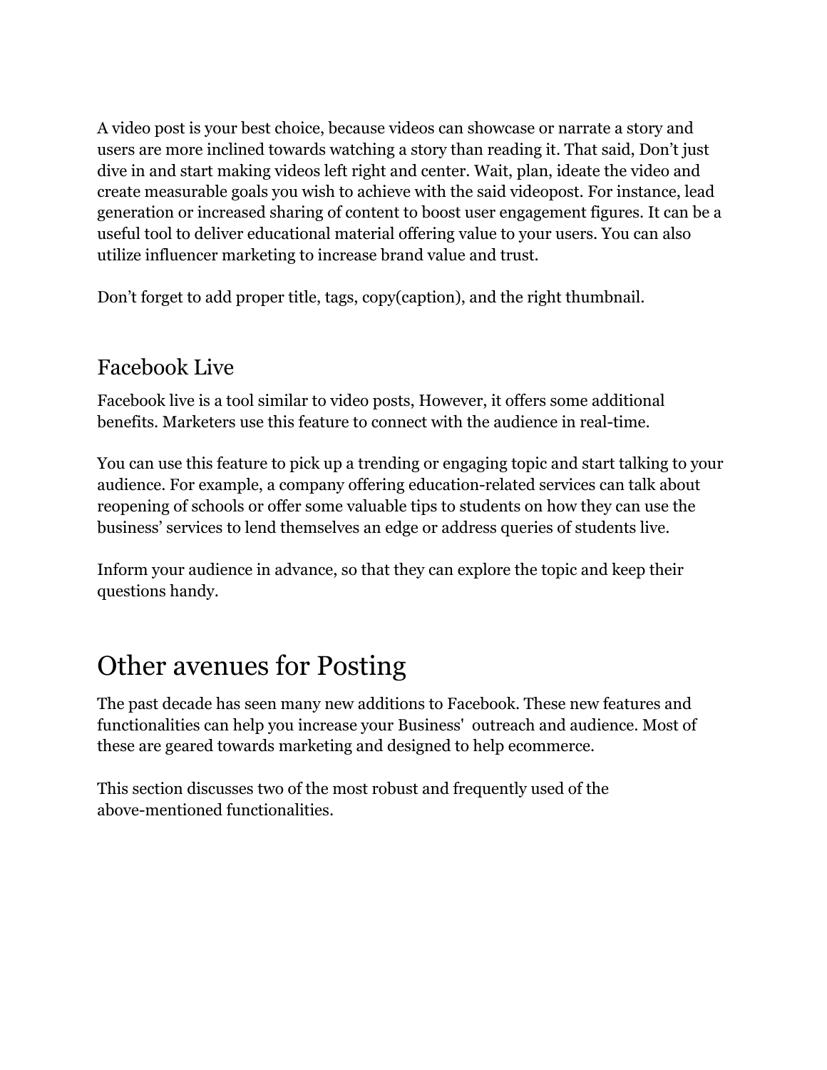A video post is your best choice, because videos can showcase or narrate a story and users are more inclined towards watching a story than reading it. That said, Don't just dive in and start making videos left right and center. Wait, plan, ideate the video and create measurable goals you wish to achieve with the said videopost. For instance, lead generation or increased sharing of content to boost user engagement figures. It can be a useful tool to deliver educational material offering value to your users. You can also utilize influencer marketing to increase brand value and trust.

Don't forget to add proper title, tags, copy(caption), and the right thumbnail.

### Facebook Live

Facebook live is a tool similar to video posts, However, it offers some additional benefits. Marketers use this feature to connect with the audience in real-time.

You can use this feature to pick up a trending or engaging topic and start talking to your audience. For example, a company offering education-related services can talk about reopening of schools or offer some valuable tips to students on how they can use the business' services to lend themselves an edge or address queries of students live.

Inform your audience in advance, so that they can explore the topic and keep their questions handy.

## Other avenues for Posting

The past decade has seen many new additions to Facebook. These new features and functionalities can help you increase your Business'  outreach and audience. Most of these are geared towards marketing and designed to help ecommerce.

This section discusses two of the most robust and frequently used of the above-mentioned functionalities.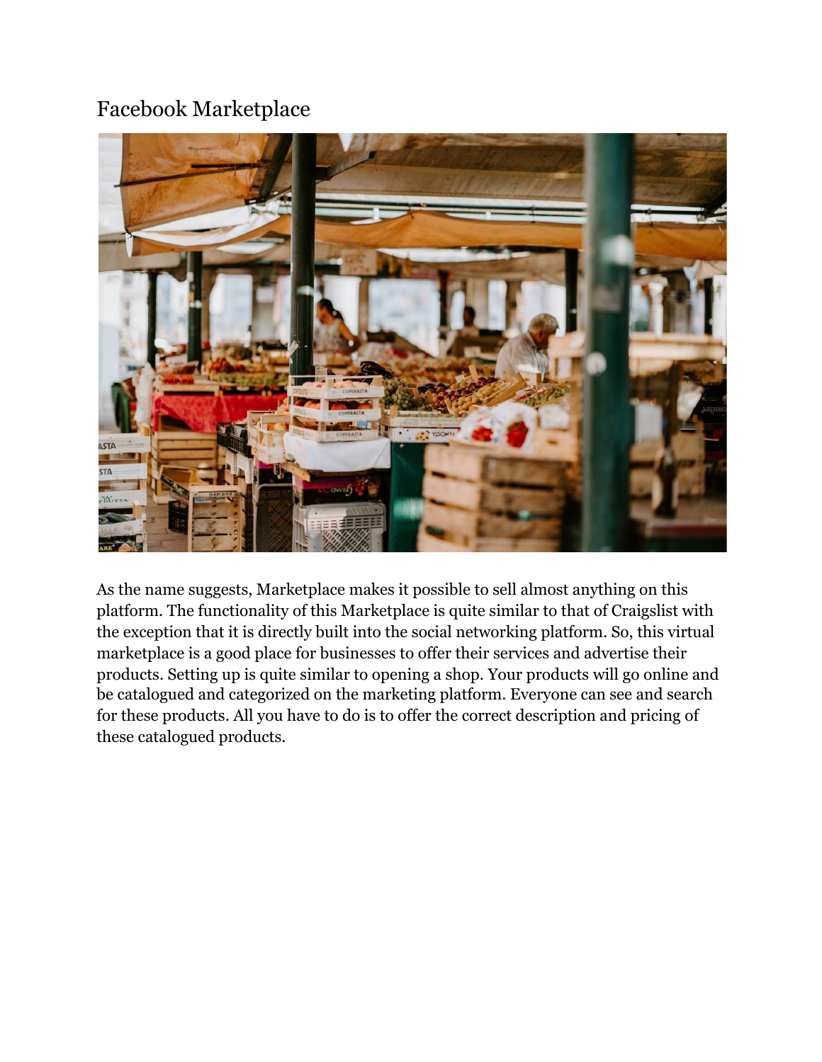## Facebook Marketplace

As the name suggests, Marketplace makes it possible to sell almost anything on this platform. The functionality of this Marketplace is quite similar to that of Craigslist with the exception that it is directly built into the social networking platform. So, this virtual marketplace is a good place for businesses to offer their services and advertise their products. Setting up is quite similar to opening a shop. Your products will go online and be catalogued and categorized on the marketing platform. Everyone can see and search for these products. All you have to do is to offer the correct description and pricing of these catalogued products.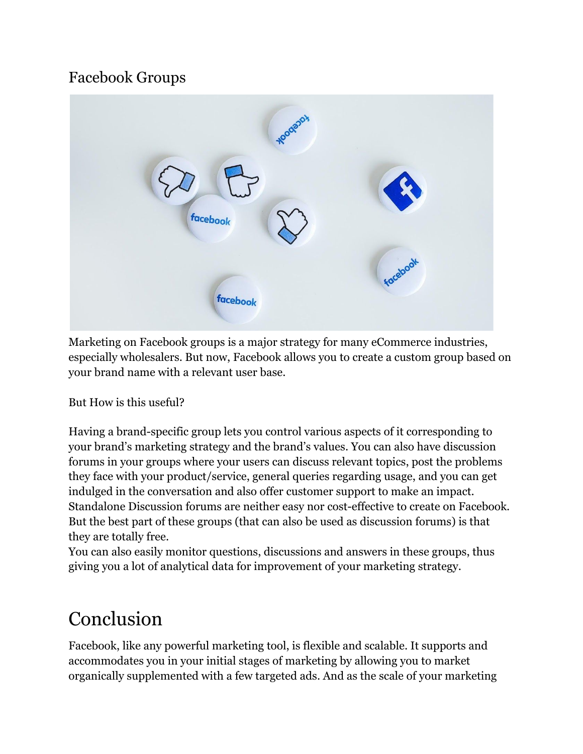## Facebook Groups

Marketing on Facebook groups is a major strategy for many eCommerce industries, especially wholesalers. But now, Facebook allows you to create a custom group based on your brand name with a relevant user base.

But How is this useful?

Having a brand-specific group lets you control various aspects of it corresponding to your brand's marketing strategy and the brand's values. You can also have discussion forums in your groups where your users can discuss relevant topics, post the problems they face with your product/service, general queries regarding usage, and you can get indulged in the conversation and also offer customer support to make an impact. Standalone Discussion forums are neither easy nor cost-effective to create on Facebook. But the best part of these groups (that can also be used as discussion forums) is that they are totally free.
You can also easily monitor questions, discussions and answers in these groups, thus giving you a lot of analytical data for improvement of your marketing strategy.

# Conclusion

Facebook, like any powerful marketing tool, is flexible and scalable. It supports and accommodates you in your initial stages of marketing by allowing you to market organically supplemented with a few targeted ads. And as the scale of your marketing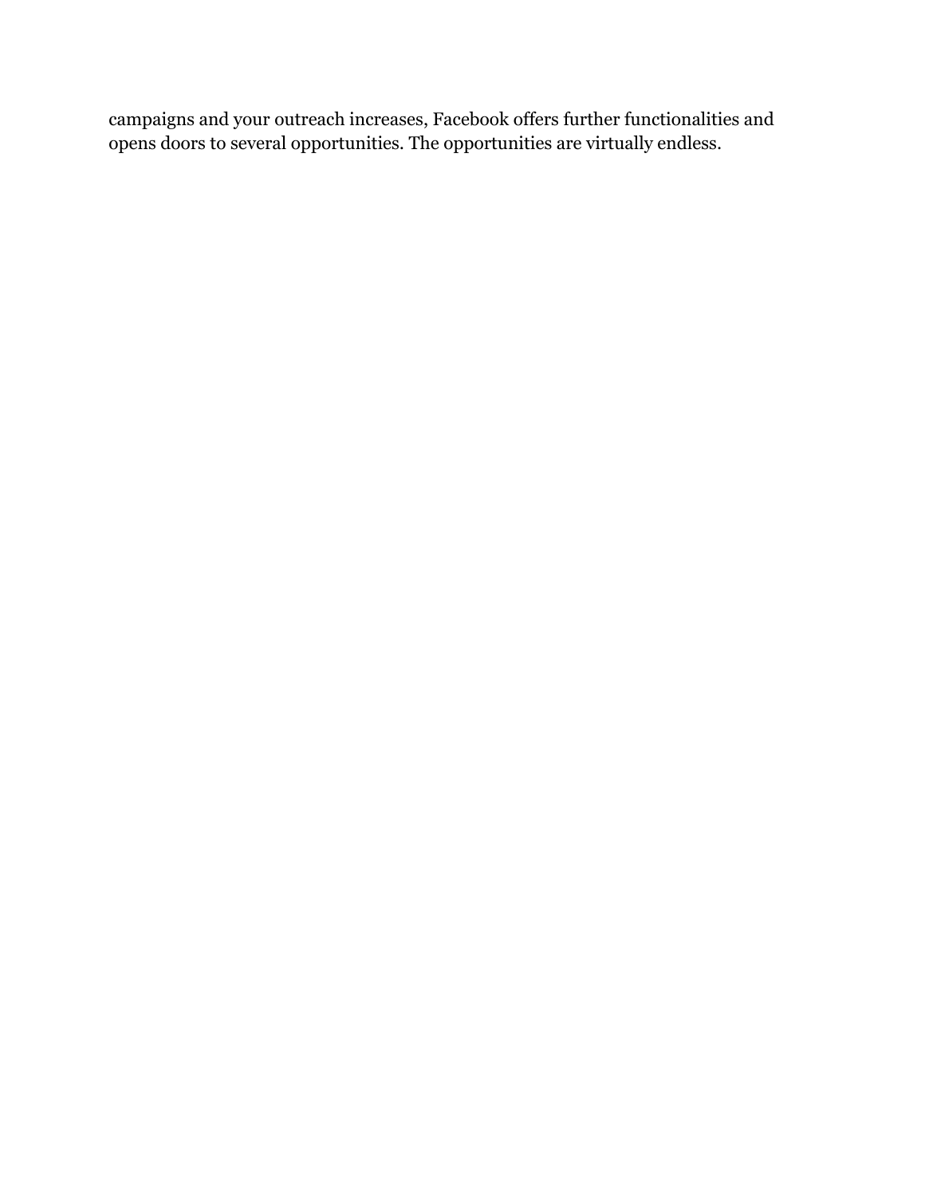campaigns and your outreach increases, Facebook offers further functionalities and opens doors to several opportunities. The opportunities are virtually endless.